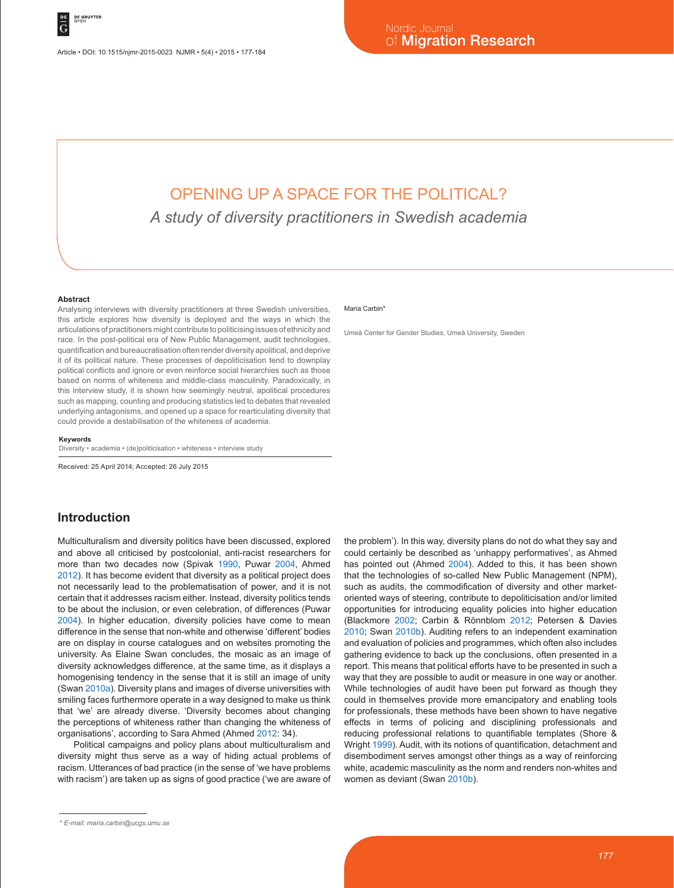# OPENING UP A SPACE FOR THE POLITICAL?

## *A study of diversity practitioners in Swedish academia*

Maria Carbin*

Umeå Center for Gender Studies, Umeå University, Sweden

### Abstract

Analysing interviews with diversity practitioners at three Swedish universities, this article explores how diversity is deployed and the ways in which the articulations of practitioners might contribute to politicising issues of ethnicity and race. In the post-political era of New Public Management, audit technologies, quantification and bureaucratisation often render diversity apolitical, and deprive it of its political nature. These processes of depoliticisation tend to downplay political conflicts and ignore or even reinforce social hierarchies such as those based on norms of whiteness and middle-class masculinity. Paradoxically, in this interview study, it is shown how seemingly neutral, apolitical procedures such as mapping, counting and producing statistics led to debates that revealed underlying antagonisms, and opened up a space for rearticulating diversity that could provide a destabilisation of the whiteness of academia.

### Keywords

Diversity • academia • (de)politicisation • whiteness • interview study

Received: 25 April 2014; Accepted: 26 July 2015

## Introduction

Multiculturalism and diversity politics have been discussed, explored and above all criticised by postcolonial, anti-racist researchers for more than two decades now (Spivak 1990, Puwar 2004, Ahmed 2012). It has become evident that diversity as a political project does not necessarily lead to the problematisation of power, and it is not certain that it addresses racism either. Instead, diversity politics tends to be about the inclusion, or even celebration, of differences (Puwar 2004). In higher education, diversity policies have come to mean difference in the sense that non-white and otherwise 'different' bodies are on display in course catalogues and on websites promoting the university. As Elaine Swan concludes, the mosaic as an image of diversity acknowledges difference, at the same time, as it displays a homogenising tendency in the sense that it is still an image of unity (Swan 2010a). Diversity plans and images of diverse universities with smiling faces furthermore operate in a way designed to make us think that 'we' are already diverse. 'Diversity becomes about changing the perceptions of whiteness rather than changing the whiteness of organisations', according to Sara Ahmed (Ahmed 2012: 34).

Political campaigns and policy plans about multiculturalism and diversity might thus serve as a way of hiding actual problems of racism. Utterances of bad practice (in the sense of 'we have problems with racism') are taken up as signs of good practice ('we are aware of the problem'). In this way, diversity plans do not do what they say and could certainly be described as 'unhappy performatives', as Ahmed has pointed out (Ahmed 2004). Added to this, it has been shown that the technologies of so-called New Public Management (NPM), such as audits, the commodification of diversity and other market-oriented ways of steering, contribute to depoliticisation and/or limited opportunities for introducing equality policies into higher education (Blackmore 2002; Carbin & Rönnblom 2012; Petersen & Davies 2010; Swan 2010b). Auditing refers to an independent examination and evaluation of policies and programmes, which often also includes gathering evidence to back up the conclusions, often presented in a report. This means that political efforts have to be presented in such a way that they are possible to audit or measure in one way or another. While technologies of audit have been put forward as though they could in themselves provide more emancipatory and enabling tools for professionals, these methods have been shown to have negative effects in terms of policing and disciplining professionals and reducing professional relations to quantifiable templates (Shore & Wright 1999). Audit, with its notions of quantification, detachment and disembodiment serves amongst other things as a way of reinforcing white, academic masculinity as the norm and renders non-whites and women as deviant (Swan 2010b).

\* E-mail: maria.carbin@ucgs.umu.se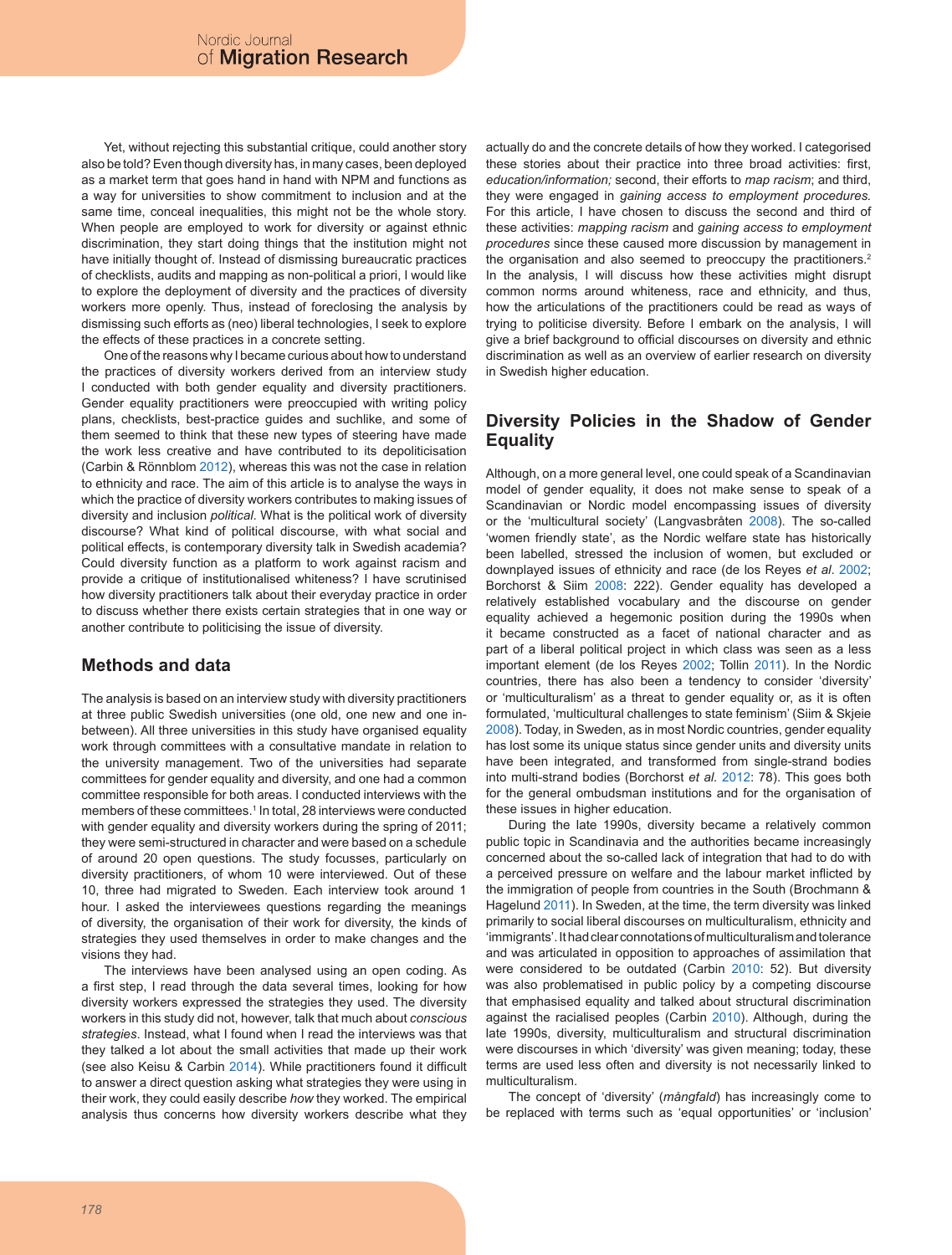Yet, without rejecting this substantial critique, could another story also be told? Even though diversity has, in many cases, been deployed as a market term that goes hand in hand with NPM and functions as a way for universities to show commitment to inclusion and at the same time, conceal inequalities, this might not be the whole story. When people are employed to work for diversity or against ethnic discrimination, they start doing things that the institution might not have initially thought of. Instead of dismissing bureaucratic practices of checklists, audits and mapping as non-political a priori, I would like to explore the deployment of diversity and the practices of diversity workers more openly. Thus, instead of foreclosing the analysis by dismissing such efforts as (neo) liberal technologies, I seek to explore the effects of these practices in a concrete setting.

One of the reasons why I became curious about how to understand the practices of diversity workers derived from an interview study I conducted with both gender equality and diversity practitioners. Gender equality practitioners were preoccupied with writing policy plans, checklists, best-practice guides and suchlike, and some of them seemed to think that these new types of steering have made the work less creative and have contributed to its depoliticisation (Carbin & Rönnblom 2012), whereas this was not the case in relation to ethnicity and race. The aim of this article is to analyse the ways in which the practice of diversity workers contributes to making issues of diversity and inclusion *political*. What is the political work of diversity discourse? What kind of political discourse, with what social and political effects, is contemporary diversity talk in Swedish academia? Could diversity function as a platform to work against racism and provide a critique of institutionalised whiteness? I have scrutinised how diversity practitioners talk about their everyday practice in order to discuss whether there exists certain strategies that in one way or another contribute to politicising the issue of diversity.

## Methods and data

The analysis is based on an interview study with diversity practitioners at three public Swedish universities (one old, one new and one in-between). All three universities in this study have organised equality work through committees with a consultative mandate in relation to the university management. Two of the universities had separate committees for gender equality and diversity, and one had a common committee responsible for both areas. I conducted interviews with the members of these committees.[1] In total, 28 interviews were conducted with gender equality and diversity workers during the spring of 2011; they were semi-structured in character and were based on a schedule of around 20 open questions. The study focusses, particularly on diversity practitioners, of whom 10 were interviewed. Out of these 10, three had migrated to Sweden. Each interview took around 1 hour. I asked the interviewees questions regarding the meanings of diversity, the organisation of their work for diversity, the kinds of strategies they used themselves in order to make changes and the visions they had.

The interviews have been analysed using an open coding. As a first step, I read through the data several times, looking for how diversity workers expressed the strategies they used. The diversity workers in this study did not, however, talk that much about *conscious strategies*. Instead, what I found when I read the interviews was that they talked a lot about the small activities that made up their work (see also Keisu & Carbin 2014). While practitioners found it difficult to answer a direct question asking what strategies they were using in their work, they could easily describe *how* they worked. The empirical analysis thus concerns how diversity workers describe what they actually do and the concrete details of how they worked. I categorised these stories about their practice into three broad activities: first, *education/information;* second, their efforts to *map racism*; and third, they were engaged in *gaining access to employment procedures*. For this article, I have chosen to discuss the second and third of these activities: *mapping racism* and *gaining access to employment procedures* since these caused more discussion by management in the organisation and also seemed to preoccupy the practitioners.[2] In the analysis, I will discuss how these activities might disrupt common norms around whiteness, race and ethnicity, and thus, how the articulations of the practitioners could be read as ways of trying to politicise diversity. Before I embark on the analysis, I will give a brief background to official discourses on diversity and ethnic discrimination as well as an overview of earlier research on diversity in Swedish higher education.

## Diversity Policies in the Shadow of Gender Equality

Although, on a more general level, one could speak of a Scandinavian model of gender equality, it does not make sense to speak of a Scandinavian or Nordic model encompassing issues of diversity or the 'multicultural society' (Langvasbråten 2008). The so-called 'women friendly state', as the Nordic welfare state has historically been labelled, stressed the inclusion of women, but excluded or downplayed issues of ethnicity and race (de los Reyes *et al*. 2002; Borchorst & Siim 2008: 222). Gender equality has developed a relatively established vocabulary and the discourse on gender equality achieved a hegemonic position during the 1990s when it became constructed as a facet of national character and as part of a liberal political project in which class was seen as a less important element (de los Reyes 2002; Tollin 2011). In the Nordic countries, there has also been a tendency to consider 'diversity' or 'multiculturalism' as a threat to gender equality or, as it is often formulated, 'multicultural challenges to state feminism' (Siim & Skjeie 2008). Today, in Sweden, as in most Nordic countries, gender equality has lost some its unique status since gender units and diversity units have been integrated, and transformed from single-strand bodies into multi-strand bodies (Borchorst *et al.* 2012: 78). This goes both for the general ombudsman institutions and for the organisation of these issues in higher education.

During the late 1990s, diversity became a relatively common public topic in Scandinavia and the authorities became increasingly concerned about the so-called lack of integration that had to do with a perceived pressure on welfare and the labour market inflicted by the immigration of people from countries in the South (Brochmann & Hagelund 2011). In Sweden, at the time, the term diversity was linked primarily to social liberal discourses on multiculturalism, ethnicity and 'immigrants'. It had clear connotations of multiculturalism and tolerance and was articulated in opposition to approaches of assimilation that were considered to be outdated (Carbin 2010: 52). But diversity was also problematised in public policy by a competing discourse that emphasised equality and talked about structural discrimination against the racialised peoples (Carbin 2010). Although, during the late 1990s, diversity, multiculturalism and structural discrimination were discourses in which 'diversity' was given meaning; today, these terms are used less often and diversity is not necessarily linked to multiculturalism.

The concept of 'diversity' (*mångfald*) has increasingly come to be replaced with terms such as 'equal opportunities' or 'inclusion'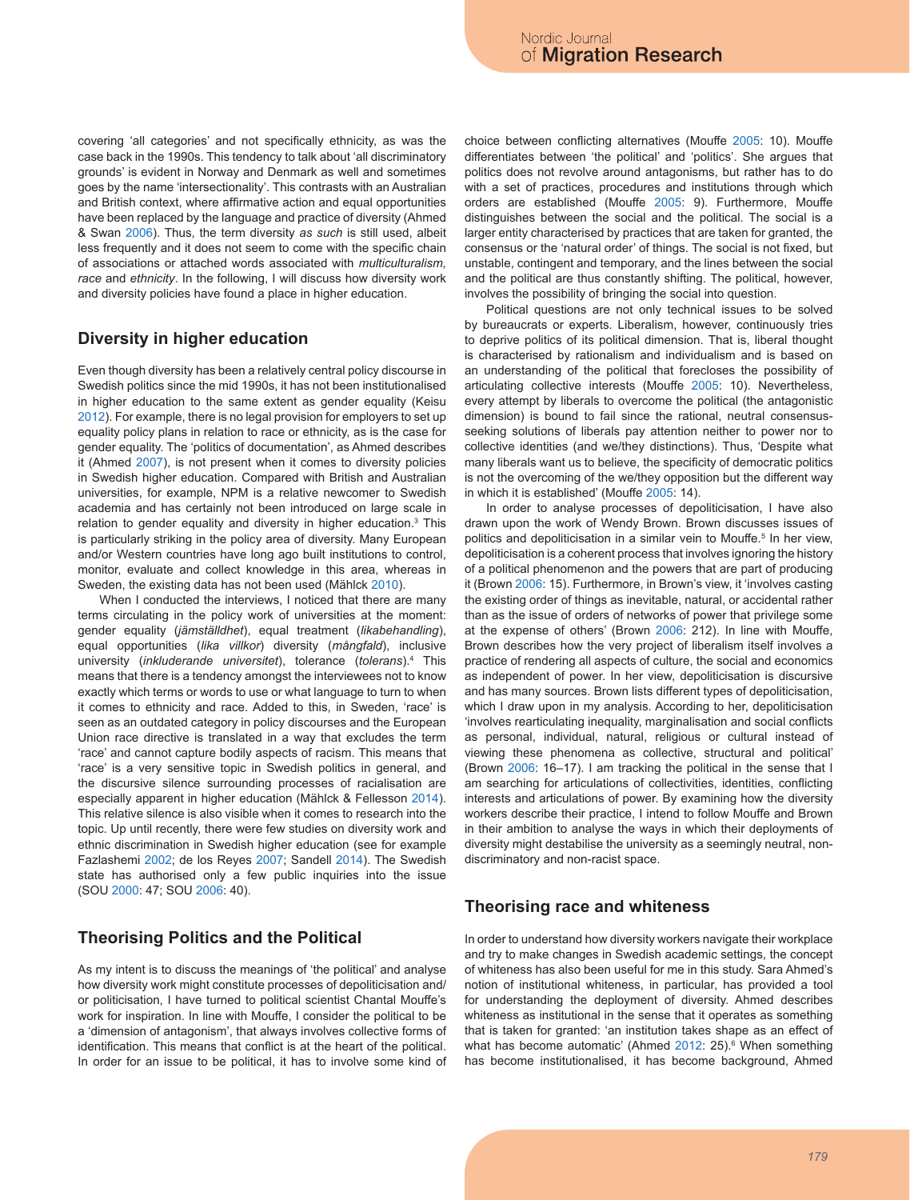covering 'all categories' and not specifically ethnicity, as was the case back in the 1990s. This tendency to talk about 'all discriminatory grounds' is evident in Norway and Denmark as well and sometimes goes by the name 'intersectionality'. This contrasts with an Australian and British context, where affirmative action and equal opportunities have been replaced by the language and practice of diversity (Ahmed & Swan 2006). Thus, the term diversity *as such* is still used, albeit less frequently and it does not seem to come with the specific chain of associations or attached words associated with *multiculturalism, race* and *ethnicity*. In the following, I will discuss how diversity work and diversity policies have found a place in higher education.

## Diversity in higher education

Even though diversity has been a relatively central policy discourse in Swedish politics since the mid 1990s, it has not been institutionalised in higher education to the same extent as gender equality (Keisu 2012). For example, there is no legal provision for employers to set up equality policy plans in relation to race or ethnicity, as is the case for gender equality. The 'politics of documentation', as Ahmed describes it (Ahmed 2007), is not present when it comes to diversity policies in Swedish higher education. Compared with British and Australian universities, for example, NPM is a relative newcomer to Swedish academia and has certainly not been introduced on large scale in relation to gender equality and diversity in higher education.[3] This is particularly striking in the policy area of diversity. Many European and/or Western countries have long ago built institutions to control, monitor, evaluate and collect knowledge in this area, whereas in Sweden, the existing data has not been used (Mählck 2010).

When I conducted the interviews, I noticed that there are many terms circulating in the policy work of universities at the moment: gender equality (*jämställdhet*), equal treatment (*likabehandling*), equal opportunities (*lika villkor*) diversity (*mångfald*), inclusive university (*inkluderande universitet*), tolerance (*tolerans*).[4] This means that there is a tendency amongst the interviewees not to know exactly which terms or words to use or what language to turn to when it comes to ethnicity and race. Added to this, in Sweden, 'race' is seen as an outdated category in policy discourses and the European Union race directive is translated in a way that excludes the term 'race' and cannot capture bodily aspects of racism. This means that 'race' is a very sensitive topic in Swedish politics in general, and the discursive silence surrounding processes of racialisation are especially apparent in higher education (Mählck & Fellesson 2014). This relative silence is also visible when it comes to research into the topic. Up until recently, there were few studies on diversity work and ethnic discrimination in Swedish higher education (see for example Fazlashemi 2002; de los Reyes 2007; Sandell 2014). The Swedish state has authorised only a few public inquiries into the issue (SOU 2000: 47; SOU 2006: 40).

## Theorising Politics and the Political

As my intent is to discuss the meanings of 'the political' and analyse how diversity work might constitute processes of depoliticisation and/or politicisation, I have turned to political scientist Chantal Mouffe's work for inspiration. In line with Mouffe, I consider the political to be a 'dimension of antagonism', that always involves collective forms of identification. This means that conflict is at the heart of the political. In order for an issue to be political, it has to involve some kind of choice between conflicting alternatives (Mouffe 2005: 10). Mouffe differentiates between 'the political' and 'politics'. She argues that politics does not revolve around antagonisms, but rather has to do with a set of practices, procedures and institutions through which orders are established (Mouffe 2005: 9). Furthermore, Mouffe distinguishes between the social and the political. The social is a larger entity characterised by practices that are taken for granted, the consensus or the 'natural order' of things. The social is not fixed, but unstable, contingent and temporary, and the lines between the social and the political are thus constantly shifting. The political, however, involves the possibility of bringing the social into question.

Political questions are not only technical issues to be solved by bureaucrats or experts. Liberalism, however, continuously tries to deprive politics of its political dimension. That is, liberal thought is characterised by rationalism and individualism and is based on an understanding of the political that forecloses the possibility of articulating collective interests (Mouffe 2005: 10). Nevertheless, every attempt by liberals to overcome the political (the antagonistic dimension) is bound to fail since the rational, neutral consensus-seeking solutions of liberals pay attention neither to power nor to collective identities (and we/they distinctions). Thus, 'Despite what many liberals want us to believe, the specificity of democratic politics is not the overcoming of the we/they opposition but the different way in which it is established' (Mouffe 2005: 14).

In order to analyse processes of depoliticisation, I have also drawn upon the work of Wendy Brown. Brown discusses issues of politics and depoliticisation in a similar vein to Mouffe.[5] In her view, depoliticisation is a coherent process that involves ignoring the history of a political phenomenon and the powers that are part of producing it (Brown 2006: 15). Furthermore, in Brown's view, it 'involves casting the existing order of things as inevitable, natural, or accidental rather than as the issue of orders of networks of power that privilege some at the expense of others' (Brown 2006: 212). In line with Mouffe, Brown describes how the very project of liberalism itself involves a practice of rendering all aspects of culture, the social and economics as independent of power. In her view, depoliticisation is discursive and has many sources. Brown lists different types of depoliticisation, which I draw upon in my analysis. According to her, depoliticisation 'involves rearticulating inequality, marginalisation and social conflicts as personal, individual, natural, religious or cultural instead of viewing these phenomena as collective, structural and political' (Brown 2006: 16–17). I am tracking the political in the sense that I am searching for articulations of collectivities, identities, conflicting interests and articulations of power. By examining how the diversity workers describe their practice, I intend to follow Mouffe and Brown in their ambition to analyse the ways in which their deployments of diversity might destabilise the university as a seemingly neutral, non-discriminatory and non-racist space.

## Theorising race and whiteness

In order to understand how diversity workers navigate their workplace and try to make changes in Swedish academic settings, the concept of whiteness has also been useful for me in this study. Sara Ahmed's notion of institutional whiteness, in particular, has provided a tool for understanding the deployment of diversity. Ahmed describes whiteness as institutional in the sense that it operates as something that is taken for granted: 'an institution takes shape as an effect of what has become automatic' (Ahmed 2012: 25).[6] When something has become institutionalised, it has become background, Ahmed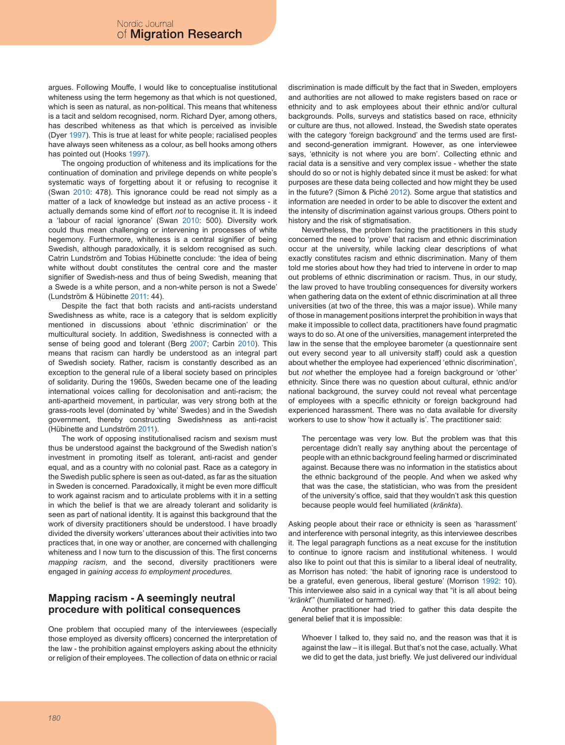argues. Following Mouffe, I would like to conceptualise institutional whiteness using the term hegemony as that which is not questioned, which is seen as natural, as non-political. This means that whiteness is a tacit and seldom recognised, norm. Richard Dyer, among others, has described whiteness as that which is perceived as invisible (Dyer 1997). This is true at least for white people; racialised peoples have always seen whiteness as a colour, as bell hooks among others has pointed out (Hooks 1997).

The ongoing production of whiteness and its implications for the continuation of domination and privilege depends on white people's systematic ways of forgetting about it or refusing to recognise it (Swan 2010: 478). This ignorance could be read not simply as a matter of a lack of knowledge but instead as an active process - it actually demands some kind of effort *not* to recognise it. It is indeed a 'labour of racial ignorance' (Swan 2010: 500). Diversity work could thus mean challenging or intervening in processes of white hegemony. Furthermore, whiteness is a central signifier of being Swedish, although paradoxically, it is seldom recognised as such. Catrin Lundström and Tobias Hübinette conclude: 'the idea of being white without doubt constitutes the central core and the master signifier of Swedish-ness and thus of being Swedish, meaning that a Swede is a white person, and a non-white person is not a Swede' (Lundström & Hübinette 2011: 44).

Despite the fact that both racists and anti-racists understand Swedishness as white, race is a category that is seldom explicitly mentioned in discussions about 'ethnic discrimination' or the multicultural society. In addition, Swedishness is connected with a sense of being good and tolerant (Berg 2007; Carbin 2010). This means that racism can hardly be understood as an integral part of Swedish society. Rather, racism is constantly described as an exception to the general rule of a liberal society based on principles of solidarity. During the 1960s, Sweden became one of the leading international voices calling for decolonisation and anti-racism; the anti-apartheid movement, in particular, was very strong both at the grass-roots level (dominated by 'white' Swedes) and in the Swedish government, thereby constructing Swedishness as anti-racist (Hübinette and Lundström 2011).

The work of opposing institutionalised racism and sexism must thus be understood against the background of the Swedish nation's investment in promoting itself as tolerant, anti-racist and gender equal, and as a country with no colonial past. Race as a category in the Swedish public sphere is seen as out-dated, as far as the situation in Sweden is concerned. Paradoxically, it might be even more difficult to work against racism and to articulate problems with it in a setting in which the belief is that we are already tolerant and solidarity is seen as part of national identity. It is against this background that the work of diversity practitioners should be understood. I have broadly divided the diversity workers' utterances about their activities into two practices that, in one way or another, are concerned with challenging whiteness and I now turn to the discussion of this. The first concerns *mapping racism*, and the second, diversity practitioners were engaged in *gaining access to employment procedures.*

## Mapping racism - A seemingly neutral procedure with political consequences

One problem that occupied many of the interviewees (especially those employed as diversity officers) concerned the interpretation of the law - the prohibition against employers asking about the ethnicity or religion of their employees. The collection of data on ethnic or racial discrimination is made difficult by the fact that in Sweden, employers and authorities are not allowed to make registers based on race or ethnicity and to ask employees about their ethnic and/or cultural backgrounds. Polls, surveys and statistics based on race, ethnicity or culture are thus, not allowed. Instead, the Swedish state operates with the category 'foreign background' and the terms used are first- and second-generation immigrant. However, as one interviewee says, 'ethnicity is not where you are born'. Collecting ethnic and racial data is a sensitive and very complex issue - whether the state should do so or not is highly debated since it must be asked: for what purposes are these data being collected and how might they be used in the future? (Simon & Piché 2012). Some argue that statistics and information are needed in order to be able to discover the extent and the intensity of discrimination against various groups. Others point to history and the risk of stigmatisation.

Nevertheless, the problem facing the practitioners in this study concerned the need to 'prove' that racism and ethnic discrimination occur at the university, while lacking clear descriptions of what exactly constitutes racism and ethnic discrimination. Many of them told me stories about how they had tried to intervene in order to map out problems of ethnic discrimination or racism. Thus, in our study, the law proved to have troubling consequences for diversity workers when gathering data on the extent of ethnic discrimination at all three universities (at two of the three, this was a major issue). While many of those in management positions interpret the prohibition in ways that make it impossible to collect data, practitioners have found pragmatic ways to do so. At one of the universities, management interpreted the law in the sense that the employee barometer (a questionnaire sent out every second year to all university staff) could ask a question about whether the employee had experienced 'ethnic discrimination', but *not* whether the employee had a foreign background or 'other' ethnicity. Since there was no question about cultural, ethnic and/or national background, the survey could not reveal what percentage of employees with a specific ethnicity or foreign background had experienced harassment. There was no data available for diversity workers to use to show 'how it actually is'. The practitioner said:

> The percentage was very low. But the problem was that this percentage didn't really say anything about the percentage of people with an ethnic background feeling harmed or discriminated against. Because there was no information in the statistics about the ethnic background of the people. And when we asked why that was the case, the statistician, who was from the president of the university's office, said that they wouldn't ask this question because people would feel humiliated (*kränkta*).

Asking people about their race or ethnicity is seen as 'harassment' and interference with personal integrity, as this interviewee describes it. The legal paragraph functions as a neat excuse for the institution to continue to ignore racism and institutional whiteness. I would also like to point out that this is similar to a liberal ideal of neutrality, as Morrison has noted: 'the habit of ignoring race is understood to be a grateful, even generous, liberal gesture' (Morrison 1992: 10). This interviewee also said in a cynical way that "it is all about being '*kränkt*'" (humiliated or harmed).

Another practitioner had tried to gather this data despite the general belief that it is impossible:

> Whoever I talked to, they said no, and the reason was that it is against the law – it is illegal. But that's not the case, actually. What we did to get the data, just briefly. We just delivered our individual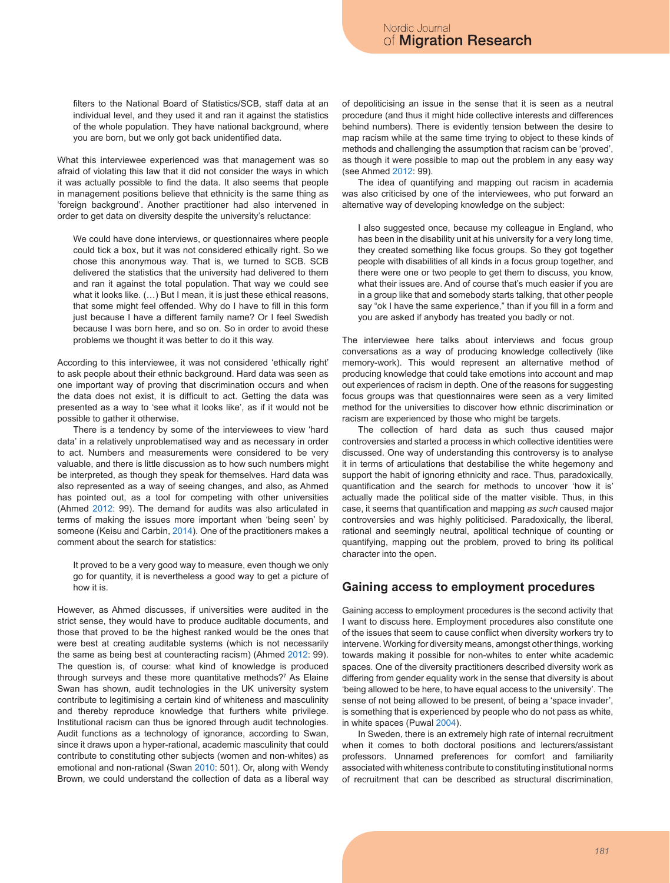filters to the National Board of Statistics/SCB, staff data at an individual level, and they used it and ran it against the statistics of the whole population. They have national background, where you are born, but we only got back unidentified data.

What this interviewee experienced was that management was so afraid of violating this law that it did not consider the ways in which it was actually possible to find the data. It also seems that people in management positions believe that ethnicity is the same thing as 'foreign background'. Another practitioner had also intervened in order to get data on diversity despite the university's reluctance:

> We could have done interviews, or questionnaires where people could tick a box, but it was not considered ethically right. So we chose this anonymous way. That is, we turned to SCB. SCB delivered the statistics that the university had delivered to them and ran it against the total population. That way we could see what it looks like. (…) But I mean, it is just these ethical reasons, that some might feel offended. Why do I have to fill in this form just because I have a different family name? Or I feel Swedish because I was born here, and so on. So in order to avoid these problems we thought it was better to do it this way.

According to this interviewee, it was not considered 'ethically right' to ask people about their ethnic background. Hard data was seen as one important way of proving that discrimination occurs and when the data does not exist, it is difficult to act. Getting the data was presented as a way to 'see what it looks like', as if it would not be possible to gather it otherwise.

There is a tendency by some of the interviewees to view 'hard data' in a relatively unproblematised way and as necessary in order to act. Numbers and measurements were considered to be very valuable, and there is little discussion as to how such numbers might be interpreted, as though they speak for themselves. Hard data was also represented as a way of seeing changes, and also, as Ahmed has pointed out, as a tool for competing with other universities (Ahmed 2012: 99). The demand for audits was also articulated in terms of making the issues more important when 'being seen' by someone (Keisu and Carbin, 2014). One of the practitioners makes a comment about the search for statistics:

> It proved to be a very good way to measure, even though we only go for quantity, it is nevertheless a good way to get a picture of how it is.

However, as Ahmed discusses, if universities were audited in the strict sense, they would have to produce auditable documents, and those that proved to be the highest ranked would be the ones that were best at creating auditable systems (which is not necessarily the same as being best at counteracting racism) (Ahmed 2012: 99). The question is, of course: what kind of knowledge is produced through surveys and these more quantitative methods?[7] As Elaine Swan has shown, audit technologies in the UK university system contribute to legitimising a certain kind of whiteness and masculinity and thereby reproduce knowledge that furthers white privilege. Institutional racism can thus be ignored through audit technologies. Audit functions as a technology of ignorance, according to Swan, since it draws upon a hyper-rational, academic masculinity that could contribute to constituting other subjects (women and non-whites) as emotional and non-rational (Swan 2010: 501). Or, along with Wendy Brown, we could understand the collection of data as a liberal way of depoliticising an issue in the sense that it is seen as a neutral procedure (and thus it might hide collective interests and differences behind numbers). There is evidently tension between the desire to map racism while at the same time trying to object to these kinds of methods and challenging the assumption that racism can be 'proved', as though it were possible to map out the problem in any easy way (see Ahmed 2012: 99).

The idea of quantifying and mapping out racism in academia was also criticised by one of the interviewees, who put forward an alternative way of developing knowledge on the subject:

> I also suggested once, because my colleague in England, who has been in the disability unit at his university for a very long time, they created something like focus groups. So they got together people with disabilities of all kinds in a focus group together, and there were one or two people to get them to discuss, you know, what their issues are. And of course that's much easier if you are in a group like that and somebody starts talking, that other people say "ok I have the same experience," than if you fill in a form and you are asked if anybody has treated you badly or not.

The interviewee here talks about interviews and focus group conversations as a way of producing knowledge collectively (like memory-work). This would represent an alternative method of producing knowledge that could take emotions into account and map out experiences of racism in depth. One of the reasons for suggesting focus groups was that questionnaires were seen as a very limited method for the universities to discover how ethnic discrimination or racism are experienced by those who might be targets.

The collection of hard data as such thus caused major controversies and started a process in which collective identities were discussed. One way of understanding this controversy is to analyse it in terms of articulations that destabilise the white hegemony and support the habit of ignoring ethnicity and race. Thus, paradoxically, quantification and the search for methods to uncover 'how it is' actually made the political side of the matter visible. Thus, in this case, it seems that quantification and mapping *as such* caused major controversies and was highly politicised. Paradoxically, the liberal, rational and seemingly neutral, apolitical technique of counting or quantifying, mapping out the problem, proved to bring its political character into the open.

## Gaining access to employment procedures

Gaining access to employment procedures is the second activity that I want to discuss here. Employment procedures also constitute one of the issues that seem to cause conflict when diversity workers try to intervene. Working for diversity means, amongst other things, working towards making it possible for non-whites to enter white academic spaces. One of the diversity practitioners described diversity work as differing from gender equality work in the sense that diversity is about 'being allowed to be here, to have equal access to the university'. The sense of not being allowed to be present, of being a 'space invader', is something that is experienced by people who do not pass as white, in white spaces (Puwal 2004).

In Sweden, there is an extremely high rate of internal recruitment when it comes to both doctoral positions and lecturers/assistant professors. Unnamed preferences for comfort and familiarity associated with whiteness contribute to constituting institutional norms of recruitment that can be described as structural discrimination,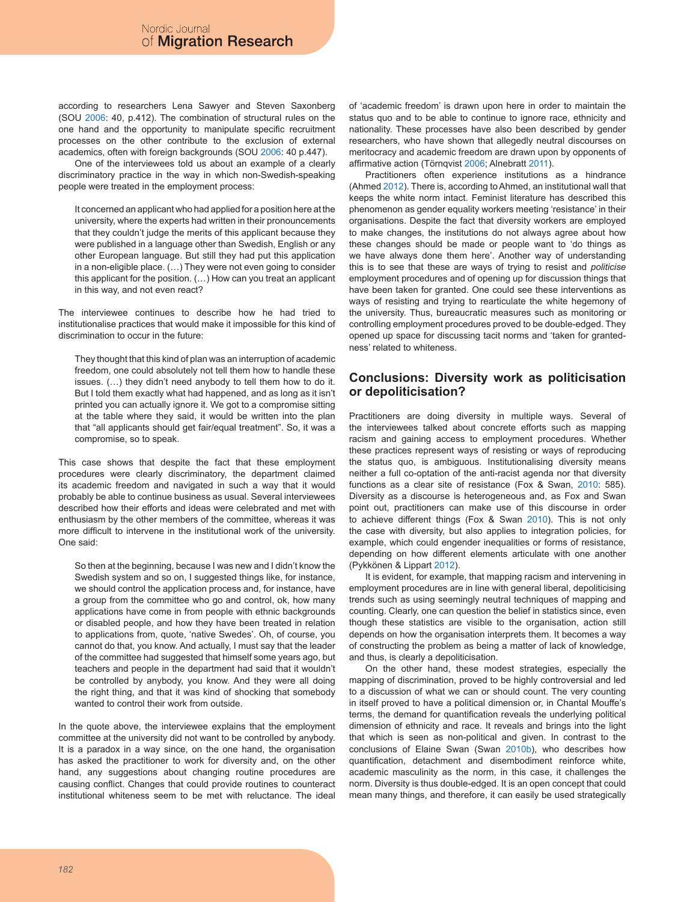according to researchers Lena Sawyer and Steven Saxonberg (SOU 2006: 40, p.412). The combination of structural rules on the one hand and the opportunity to manipulate specific recruitment processes on the other contribute to the exclusion of external academics, often with foreign backgrounds (SOU 2006: 40 p.447).

One of the interviewees told us about an example of a clearly discriminatory practice in the way in which non-Swedish-speaking people were treated in the employment process:

> It concerned an applicant who had applied for a position here at the university, where the experts had written in their pronouncements that they couldn't judge the merits of this applicant because they were published in a language other than Swedish, English or any other European language. But still they had put this application in a non-eligible place. (…) They were not even going to consider this applicant for the position. (…) How can you treat an applicant in this way, and not even react?

The interviewee continues to describe how he had tried to institutionalise practices that would make it impossible for this kind of discrimination to occur in the future:

> They thought that this kind of plan was an interruption of academic freedom, one could absolutely not tell them how to handle these issues. (…) they didn't need anybody to tell them how to do it. But I told them exactly what had happened, and as long as it isn't printed you can actually ignore it. We got to a compromise sitting at the table where they said, it would be written into the plan that "all applicants should get fair/equal treatment". So, it was a compromise, so to speak.

This case shows that despite the fact that these employment procedures were clearly discriminatory, the department claimed its academic freedom and navigated in such a way that it would probably be able to continue business as usual. Several interviewees described how their efforts and ideas were celebrated and met with enthusiasm by the other members of the committee, whereas it was more difficult to intervene in the institutional work of the university. One said:

> So then at the beginning, because I was new and I didn't know the Swedish system and so on, I suggested things like, for instance, we should control the application process and, for instance, have a group from the committee who go and control, ok, how many applications have come in from people with ethnic backgrounds or disabled people, and how they have been treated in relation to applications from, quote, 'native Swedes'. Oh, of course, you cannot do that, you know. And actually, I must say that the leader of the committee had suggested that himself some years ago, but teachers and people in the department had said that it wouldn't be controlled by anybody, you know. And they were all doing the right thing, and that it was kind of shocking that somebody wanted to control their work from outside.

In the quote above, the interviewee explains that the employment committee at the university did not want to be controlled by anybody. It is a paradox in a way since, on the one hand, the organisation has asked the practitioner to work for diversity and, on the other hand, any suggestions about changing routine procedures are causing conflict. Changes that could provide routines to counteract institutional whiteness seem to be met with reluctance. The ideal of 'academic freedom' is drawn upon here in order to maintain the status quo and to be able to continue to ignore race, ethnicity and nationality. These processes have also been described by gender researchers, who have shown that allegedly neutral discourses on meritocracy and academic freedom are drawn upon by opponents of affirmative action (Törnqvist 2006; Alnebratt 2011).

Practitioners often experience institutions as a hindrance (Ahmed 2012). There is, according to Ahmed, an institutional wall that keeps the white norm intact. Feminist literature has described this phenomenon as gender equality workers meeting 'resistance' in their organisations. Despite the fact that diversity workers are employed to make changes, the institutions do not always agree about how these changes should be made or people want to 'do things as we have always done them here'. Another way of understanding this is to see that these are ways of trying to resist and *politicise* employment procedures and of opening up for discussion things that have been taken for granted. One could see these interventions as ways of resisting and trying to rearticulate the white hegemony of the university. Thus, bureaucratic measures such as monitoring or controlling employment procedures proved to be double-edged. They opened up space for discussing tacit norms and 'taken for grantedness' related to whiteness.

## Conclusions: Diversity work as politicisation or depoliticisation?

Practitioners are doing diversity in multiple ways. Several of the interviewees talked about concrete efforts such as mapping racism and gaining access to employment procedures. Whether these practices represent ways of resisting or ways of reproducing the status quo, is ambiguous. Institutionalising diversity means neither a full co-optation of the anti-racist agenda nor that diversity functions as a clear site of resistance (Fox & Swan, 2010: 585). Diversity as a discourse is heterogeneous and, as Fox and Swan point out, practitioners can make use of this discourse in order to achieve different things (Fox & Swan 2010). This is not only the case with diversity, but also applies to integration policies, for example, which could engender inequalities or forms of resistance, depending on how different elements articulate with one another (Pykkönen & Lippart 2012).

It is evident, for example, that mapping racism and intervening in employment procedures are in line with general liberal, depoliticising trends such as using seemingly neutral techniques of mapping and counting. Clearly, one can question the belief in statistics since, even though these statistics are visible to the organisation, action still depends on how the organisation interprets them. It becomes a way of constructing the problem as being a matter of lack of knowledge, and thus, is clearly a depoliticisation.

On the other hand, these modest strategies, especially the mapping of discrimination, proved to be highly controversial and led to a discussion of what we can or should count. The very counting in itself proved to have a political dimension or, in Chantal Mouffe's terms, the demand for quantification reveals the underlying political dimension of ethnicity and race. It reveals and brings into the light that which is seen as non-political and given. In contrast to the conclusions of Elaine Swan (Swan 2010b), who describes how quantification, detachment and disembodiment reinforce white, academic masculinity as the norm, in this case, it challenges the norm. Diversity is thus double-edged. It is an open concept that could mean many things, and therefore, it can easily be used strategically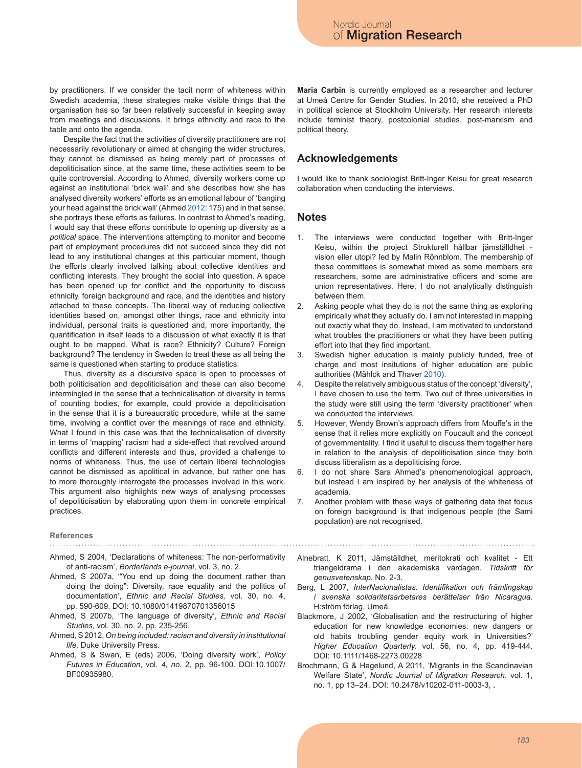by practitioners. If we consider the tacit norm of whiteness within Swedish academia, these strategies make visible things that the organisation has so far been relatively successful in keeping away from meetings and discussions. It brings ethnicity and race to the table and onto the agenda.

Despite the fact that the activities of diversity practitioners are not necessarily revolutionary or aimed at changing the wider structures, they cannot be dismissed as being merely part of processes of depoliticisation since, at the same time, these activities seem to be quite controversial. According to Ahmed, diversity workers come up against an institutional 'brick wall' and she describes how she has analysed diversity workers' efforts as an emotional labour of 'banging your head against the brick wall' (Ahmed 2012: 175) and in that sense, she portrays these efforts as failures. In contrast to Ahmed's reading, I would say that these efforts contribute to opening up diversity as a *political* space. The interventions attempting to monitor and become part of employment procedures did not succeed since they did not lead to any institutional changes at this particular moment, though the efforts clearly involved talking about collective identities and conflicting interests. They brought the social into question. A space has been opened up for conflict and the opportunity to discuss ethnicity, foreign background and race, and the identities and history attached to these concepts. The liberal way of reducing collective identities based on, amongst other things, race and ethnicity into individual, personal traits is questioned and, more importantly, the quantification in itself leads to a discussion of what exactly it is that ought to be mapped. What is race? Ethnicity? Culture? Foreign background? The tendency in Sweden to treat these as all being the same is questioned when starting to produce statistics.

Thus, diversity as a discursive space is open to processes of both politicisation and depoliticisation and these can also become intermingled in the sense that a technicalisation of diversity in terms of counting bodies, for example, could provide a depoliticisation in the sense that it is a bureaucratic procedure, while at the same time, involving a conflict over the meanings of race and ethnicity. What I found in this case was that the technicalisation of diversity in terms of 'mapping' racism had a side-effect that revolved around conflicts and different interests and thus, provided a challenge to norms of whiteness. Thus, the use of certain liberal technologies cannot be dismissed as apolitical in advance, but rather one has to more thoroughly interrogate the processes involved in this work. This argument also highlights new ways of analysing processes of depoliticisation by elaborating upon them in concrete empirical practices.

**Maria Carbin** is currently employed as a researcher and lecturer at Umeå Centre for Gender Studies. In 2010, she received a PhD in political science at Stockholm University. Her research interests include feminist theory, postcolonial studies, post-marxism and political theory.

## Acknowledgements

I would like to thank sociologist Britt-Inger Keisu for great research collaboration when conducting the interviews.

## Notes

1. The interviews were conducted together with Britt-Inger Keisu, within the project Strukturell hållbar jämställdhet - vision eller utopi? led by Malin Rönnblom. The membership of these committees is somewhat mixed as some members are researchers, some are administrative officers and some are union representatives. Here, I do not analytically distinguish between them.
2. Asking people what they do is not the same thing as exploring empirically what they actually do. I am not interested in mapping out exactly what they do. Instead, I am motivated to understand what troubles the practitioners or what they have been putting effort into that they find important.
3. Swedish higher education is mainly publicly funded, free of charge and most insitutions of higher education are public authorities (Mählck and Thaver 2010).
4. Despite the relatively ambiguous status of the concept 'diversity', I have chosen to use the term. Two out of three universities in the study were still using the term 'diversity practitioner' when we conducted the interviews.
5. However, Wendy Brown's approach differs from Mouffe's in the sense that it relies more explicitly on Foucault and the concept of governmentality. I find it useful to discuss them together here in relation to the analysis of depoliticisation since they both discuss liberalism as a depoliticising force.
6. I do not share Sara Ahmed's phenomenological approach, but instead I am inspired by her analysis of the whiteness of academia.
7. Another problem with these ways of gathering data that focus on foreign background is that indigenous people (the Sami population) are not recognised.

## References

Ahmed, S 2004, 'Declarations of whiteness: The non-performativity of anti-racism', *Borderlands e-journal*, vol. 3, no. 2.

Ahmed, S 2007a, '"You end up doing the document rather than doing the doing": Diversity, race equality and the politics of documentation', *Ethnic and Racial Studies,* vol. 30, no. 4, pp. 590-609. DOI: 10.1080/01419870701356015

Ahmed, S 2007b, 'The language of diversity', *Ethnic and Racial Studies,* vol. 30, no. 2, pp. 235-256.

Ahmed, S 2012, *On being included: racism and diversity in institutional life,* Duke University Press.

Ahmed, S & Swan, E (eds) 2006, 'Doing diversity work', *Policy Futures in Education*, vol. *4, no.* 2, pp. 96-100. DOI:10.1007/BF00935980.

Alnebratt, K 2011, Jämställdhet, meritokrati och kvalitet - Ett triangeldrama i den akademiska vardagen. *Tidskrift för genusvetenskap.* No. 2-3.

Berg, L 2007, *InterNacionalistas. Identifikation och främlingskap i svenska solidaritetsarbetares berättelser från Nicaragua.* H:ström förlag, Umeå.

Blackmore, J 2002, 'Globalisation and the restructuring of higher education for new knowledge economies: new dangers or old habits troubling gender equity work in Universities?' *Higher Education Quarterly,* vol. 56, no. 4, pp. 419-444. DOI: 10.1111/1468-2273.00228

Brochmann, G & Hagelund, A 2011, 'Migrants in the Scandinavian Welfare State', *Nordic Journal of Migration Research*. vol. 1, no. 1, pp 13–24, DOI: 10.2478/v10202-011-0003-3, .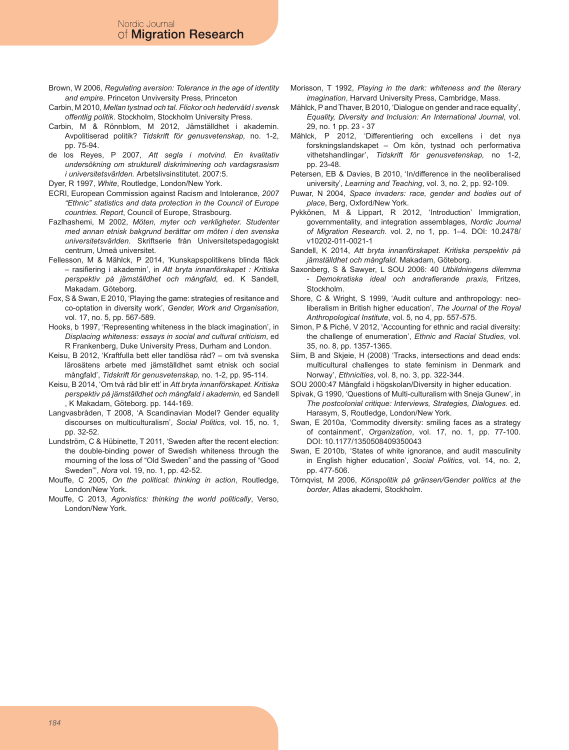Brown, W 2006, *Regulating aversion: Tolerance in the age of identity and empire.* Princeton Unviversity Press, Princeton

Carbin, M 2010, *Mellan tystnad och tal. Flickor och hedervåld i svensk offentlig politik.* Stockholm, Stockholm University Press.

Carbin, M & Rönnblom, M 2012, Jämställdhet i akademin. Avpolitiserad politik? *Tidskrift för genusvetenskap,* no. 1-2, pp. 75-94.

de los Reyes, P 2007, *Att segla i motvind. En kvalitativ undersökning om strukturell diskriminering och vardagsrasism i universitetsvärlden.* Arbetslivsinstitutet. 2007:5.

Dyer, R 1997, *White*, Routledge, London/New York.

ECRI, European Commission against Racism and Intolerance, *2007 "Ethnic" statistics and data protection in the Council of Europe countries. Report*, Council of Europe, Strasbourg.

Fazlhashemi, M 2002, *Möten, myter och verkligheter. Studenter med annan etnisk bakgrund berättar om möten i den svenska universitetsvärlden*. Skriftserie från Universitetspedagogiskt centrum, Umeå universitet.

Fellesson, M & Mählck, P 2014, 'Kunskapspolitikens blinda fläck – rasifiering i akademin', in *Att bryta innanförskapet : Kritiska perspektiv på jämställdhet och mångfald,* ed. K Sandell, Makadam. Göteborg.

Fox, S & Swan, E 2010, 'Playing the game: strategies of resitance and co-optation in diversity work', *Gender, Work and Organisation*, vol. 17, no. 5, pp. 567-589.

Hooks, b 1997, 'Representing whiteness in the black imagination', in *Displacing whiteness: essays in social and cultural criticism*, ed R Frankenberg, Duke University Press, Durham and London.

Keisu, B 2012, 'Kraftfulla bett eller tandlösa råd? – om två svenska lärosätens arbete med jämställdhet samt etnisk och social mångfald', *Tidskrift för genusvetenskap,* no. 1-2, pp. 95-114.

Keisu, B 2014, 'Om två råd blir ett' in *Att bryta innanförskapet. Kritiska perspektiv på jämställdhet och mångfald i akademin,* ed Sandell , K Makadam, Göteborg. pp. 144-169.

Langvasbråden, T 2008, 'A Scandinavian Model? Gender equality discourses on multiculturalism', *Social Politics,* vol. 15, no. 1, pp. 32-52.

Lundström, C & Hübinette, T 2011, 'Sweden after the recent election: the double-binding power of Swedish whiteness through the mourning of the loss of "Old Sweden" and the passing of "Good Sweden"', *Nora* vol. 19, no. 1, pp. 42-52.

Mouffe, C 2005, *On the political: thinking in action*, Routledge, London/New York.

Mouffe, C 2013, *Agonistics: thinking the world politically*, Verso, London/New York.

Morisson, T 1992, *Playing in the dark: whiteness and the literary imagination*, Harvard University Press, Cambridge, Mass.

Mählck, P and Thaver, B 2010, 'Dialogue on gender and race equality', *Equality, Diversity and Inclusion: An International Journal*, vol. 29, no. 1 pp. 23 - 37

Mählck, P 2012, 'Differentiering och excellens i det nya forskningslandskapet – Om kön, tystnad och performativa vithetshandlingar', *Tidskrift för genusvetenskap,* no 1-2, pp. 23-48.

Petersen, EB & Davies, B 2010, 'In/difference in the neoliberalised university', *Learning and Teaching*, vol. 3, no. 2, pp. 92-109.

Puwar, N 2004, *Space invaders: race, gender and bodies out of place*, Berg, Oxford/New York.

Pykkönen, M & Lippart, R 2012, 'Introduction' Immigration, governmentality, and integration assemblages, *Nordic Journal of Migration Research*. vol. 2, no 1, pp. 1–4. DOI: 10.2478/v10202-011-0021-1

Sandell, K 2014, *Att bryta innanförskapet. Kritiska perspektiv på jämställdhet och mångfald*. Makadam, Göteborg.

Saxonberg, S & Sawyer, L SOU 2006: 40 *Utbildningens dilemma - Demokratiska ideal och andrafierande praxis,* Fritzes, Stockholm.

Shore, C & Wright, S 1999, 'Audit culture and anthropology: neo-liberalism in British higher education', *The Journal of the Royal Anthropological Institute*, vol. 5, no 4, pp. 557-575.

Simon, P & Piché, V 2012, 'Accounting for ethnic and racial diversity: the challenge of enumeration', *Ethnic and Racial Studies*, vol. 35, no. 8, pp. 1357-1365.

Siim, B and Skjeie, H (2008) 'Tracks, intersections and dead ends: multicultural challenges to state feminism in Denmark and Norway', *Ethnicities*, vol. 8, no. 3, pp. 322-344.

SOU 2000:47 Mångfald i högskolan/Diversity in higher education.

Spivak, G 1990, 'Questions of Multi-culturalism with Sneja Gunew', in *The postcolonial critique: Interviews, Strategies, Dialogues.* ed. Harasym, S, Routledge, London/New York.

Swan, E 2010a, 'Commodity diversity: smiling faces as a strategy of containment', *Organization*, vol. 17, no. 1, pp. 77-100. DOI: 10.1177/1350508409350043

Swan, E 2010b, 'States of white ignorance, and audit masculinity in English higher education', *Social Politics*, vol. 14, no. 2, pp. 477-506.

Törnqvist, M 2006, *Könspolitik på gränsen/Gender politics at the border*, Atlas akademi, Stockholm.